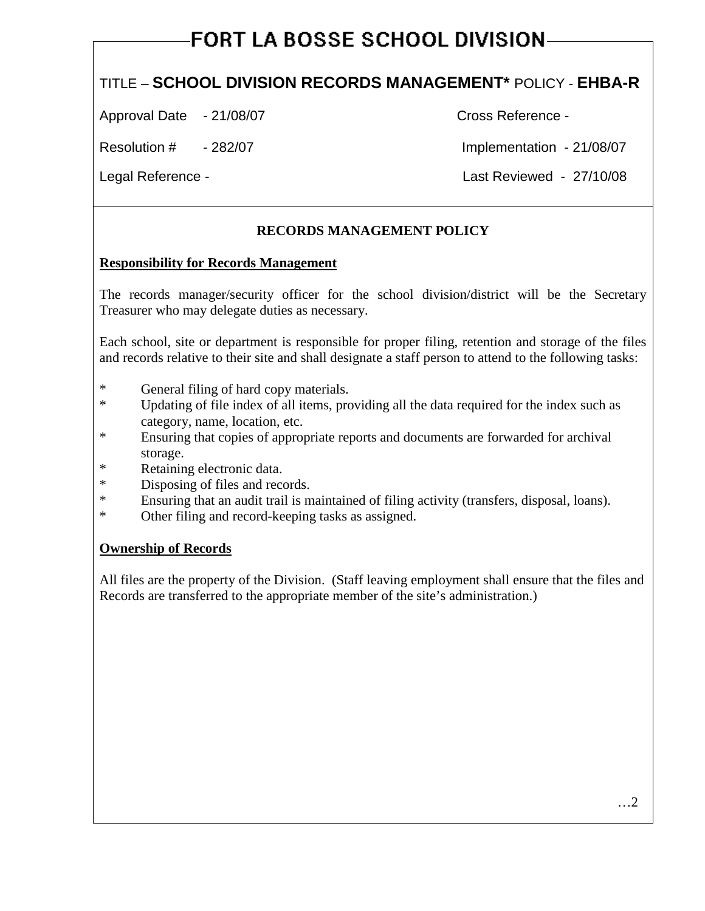# FORT LA BOSSE SCHOOL DIVISION

TITLE – **SCHOOL DIVISION RECORDS MANAGEMENT*** POLICY - **EHBA-R**

| | | | |
|---|---|---|---|
| Approval Date | - 21/08/07 | Cross Reference - | |
| Resolution # | - 282/07 | Implementation | - 21/08/07 |
| Legal Reference - | | Last Reviewed | - 27/10/08 |

## RECORDS MANAGEMENT POLICY

### Responsibility for Records Management

The records manager/security officer for the school division/district will be the Secretary Treasurer who may delegate duties as necessary.

Each school, site or department is responsible for proper filing, retention and storage of the files and records relative to their site and shall designate a staff person to attend to the following tasks:

* General filing of hard copy materials.
* Updating of file index of all items, providing all the data required for the index such as category, name, location, etc.
* Ensuring that copies of appropriate reports and documents are forwarded for archival storage.
* Retaining electronic data.
* Disposing of files and records.
* Ensuring that an audit trail is maintained of filing activity (transfers, disposal, loans).
* Other filing and record-keeping tasks as assigned.

### Ownership of Records

All files are the property of the Division. (Staff leaving employment shall ensure that the files and Records are transferred to the appropriate member of the site's administration.)

…2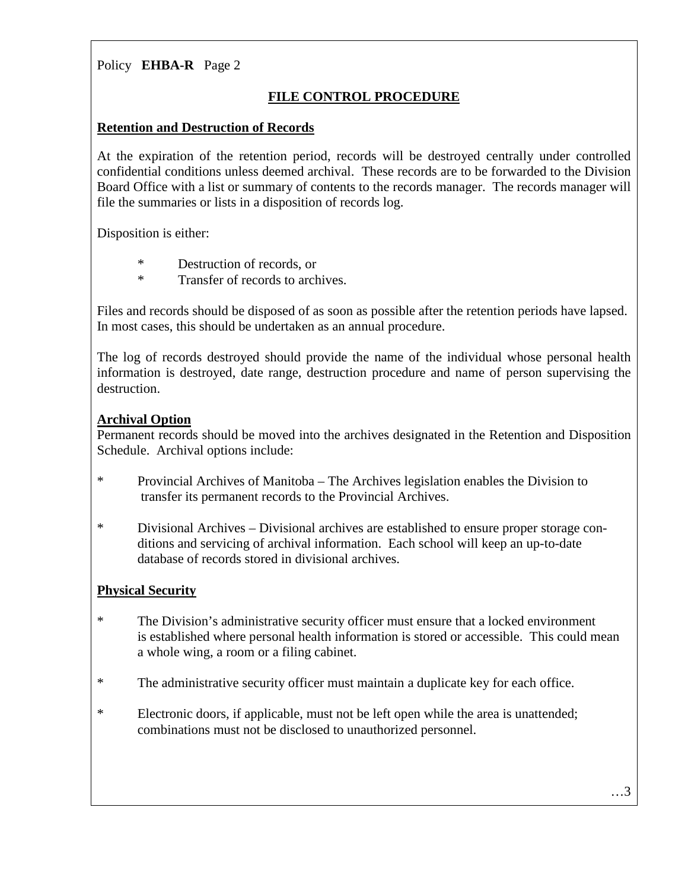Policy **EHBA-R** Page 2

## FILE CONTROL PROCEDURE

### Retention and Destruction of Records

At the expiration of the retention period, records will be destroyed centrally under controlled confidential conditions unless deemed archival. These records are to be forwarded to the Division Board Office with a list or summary of contents to the records manager. The records manager will file the summaries or lists in a disposition of records log.

Disposition is either:

- Destruction of records, or
- Transfer of records to archives.

Files and records should be disposed of as soon as possible after the retention periods have lapsed. In most cases, this should be undertaken as an annual procedure.

The log of records destroyed should provide the name of the individual whose personal health information is destroyed, date range, destruction procedure and name of person supervising the destruction.

### Archival Option

Permanent records should be moved into the archives designated in the Retention and Disposition Schedule. Archival options include:

- Provincial Archives of Manitoba – The Archives legislation enables the Division to transfer its permanent records to the Provincial Archives.
- Divisional Archives – Divisional archives are established to ensure proper storage conditions and servicing of archival information. Each school will keep an up-to-date database of records stored in divisional archives.

### Physical Security

- The Division's administrative security officer must ensure that a locked environment is established where personal health information is stored or accessible. This could mean a whole wing, a room or a filing cabinet.
- The administrative security officer must maintain a duplicate key for each office.
- Electronic doors, if applicable, must not be left open while the area is unattended; combinations must not be disclosed to unauthorized personnel.

…3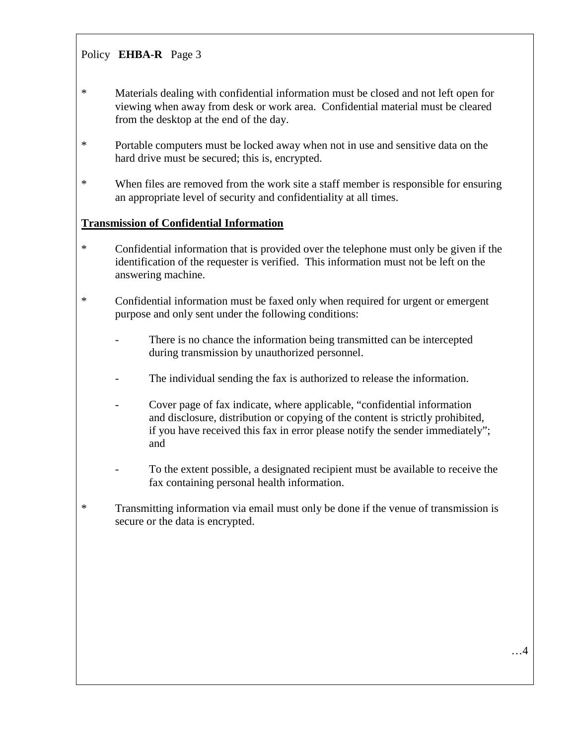* Materials dealing with confidential information must be closed and not left open for viewing when away from desk or work area. Confidential material must be cleared from the desktop at the end of the day.

* Portable computers must be locked away when not in use and sensitive data on the hard drive must be secured; this is, encrypted.

* When files are removed from the work site a staff member is responsible for ensuring an appropriate level of security and confidentiality at all times.

**Transmission of Confidential Information**

* Confidential information that is provided over the telephone must only be given if the identification of the requester is verified. This information must not be left on the answering machine.

* Confidential information must be faxed only when required for urgent or emergent purpose and only sent under the following conditions:

  - There is no chance the information being transmitted can be intercepted during transmission by unauthorized personnel.

  - The individual sending the fax is authorized to release the information.

  - Cover page of fax indicate, where applicable, "confidential information and disclosure, distribution or copying of the content is strictly prohibited, if you have received this fax in error please notify the sender immediately"; and

  - To the extent possible, a designated recipient must be available to receive the fax containing personal health information.

* Transmitting information via email must only be done if the venue of transmission is secure or the data is encrypted.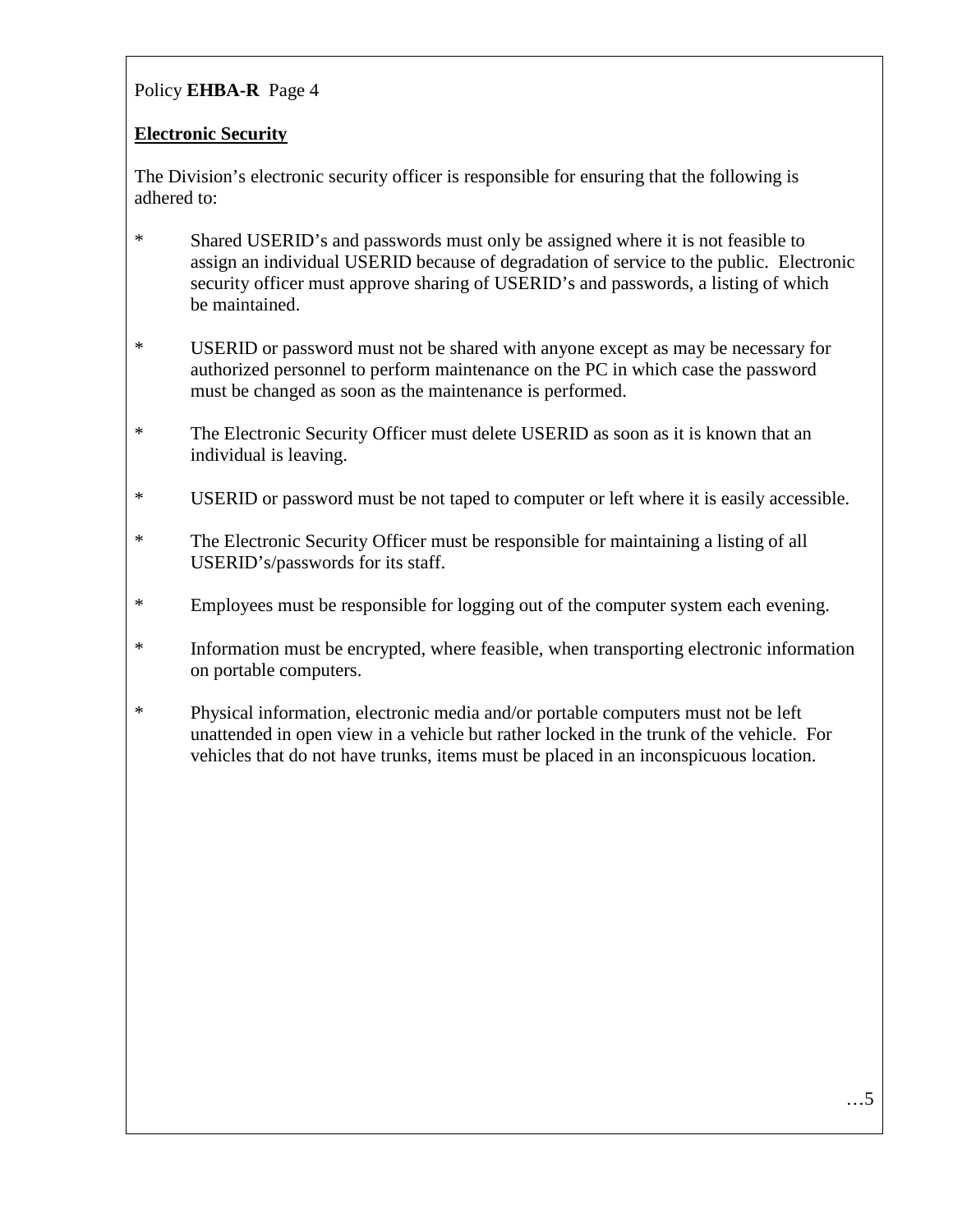**Electronic Security**

The Division's electronic security officer is responsible for ensuring that the following is adhered to:

* Shared USERID's and passwords must only be assigned where it is not feasible to assign an individual USERID because of degradation of service to the public. Electronic security officer must approve sharing of USERID's and passwords, a listing of which be maintained.

* USERID or password must not be shared with anyone except as may be necessary for authorized personnel to perform maintenance on the PC in which case the password must be changed as soon as the maintenance is performed.

* The Electronic Security Officer must delete USERID as soon as it is known that an individual is leaving.

* USERID or password must be not taped to computer or left where it is easily accessible.

* The Electronic Security Officer must be responsible for maintaining a listing of all USERID's/passwords for its staff.

* Employees must be responsible for logging out of the computer system each evening.

* Information must be encrypted, where feasible, when transporting electronic information on portable computers.

* Physical information, electronic media and/or portable computers must not be left unattended in open view in a vehicle but rather locked in the trunk of the vehicle. For vehicles that do not have trunks, items must be placed in an inconspicuous location.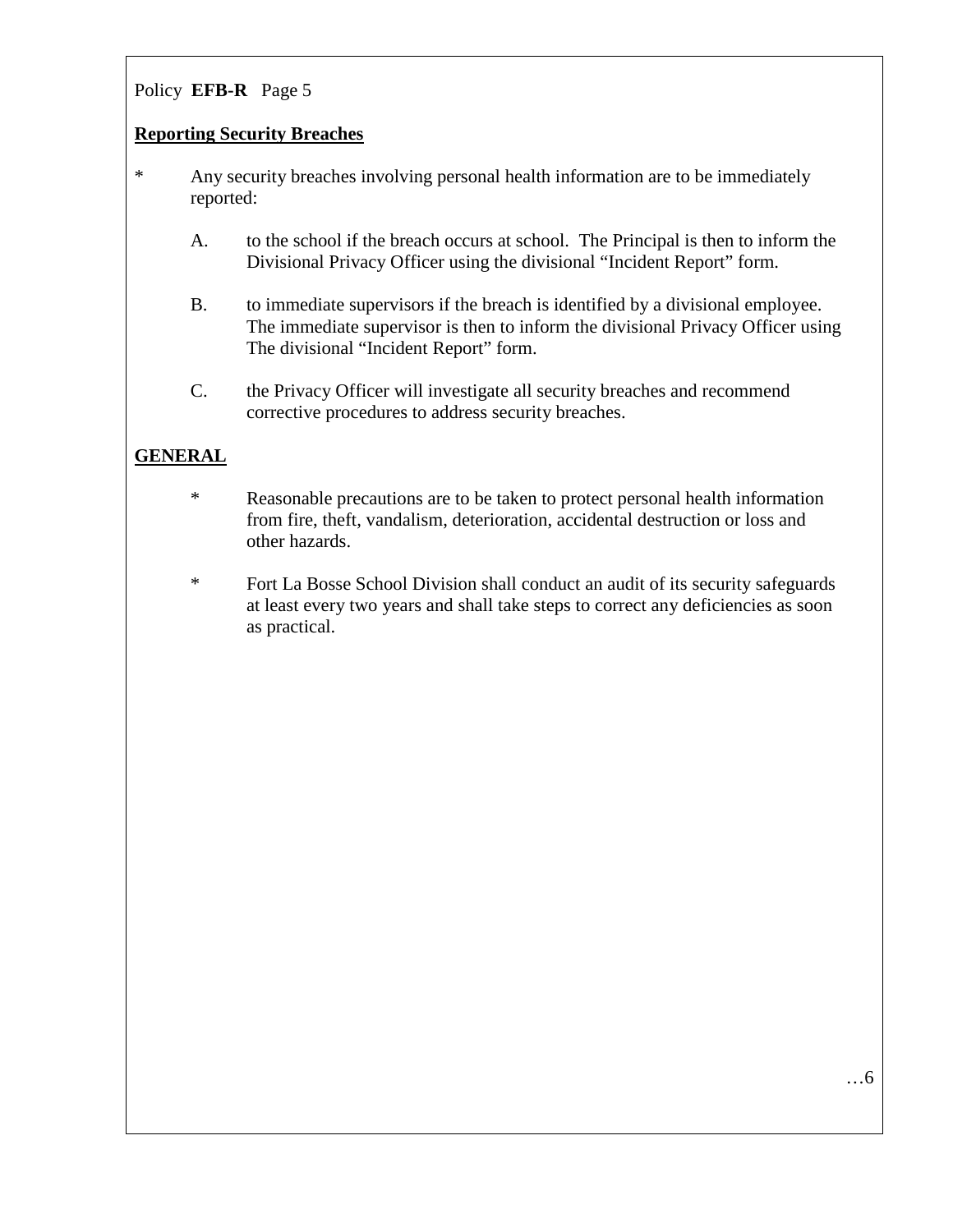## Reporting Security Breaches

* Any security breaches involving personal health information are to be immediately reported:

  A. to the school if the breach occurs at school. The Principal is then to inform the Divisional Privacy Officer using the divisional "Incident Report" form.

  B. to immediate supervisors if the breach is identified by a divisional employee. The immediate supervisor is then to inform the divisional Privacy Officer using The divisional "Incident Report" form.

  C. the Privacy Officer will investigate all security breaches and recommend corrective procedures to address security breaches.

## GENERAL

* Reasonable precautions are to be taken to protect personal health information from fire, theft, vandalism, deterioration, accidental destruction or loss and other hazards.

* Fort La Bosse School Division shall conduct an audit of its security safeguards at least every two years and shall take steps to correct any deficiencies as soon as practical.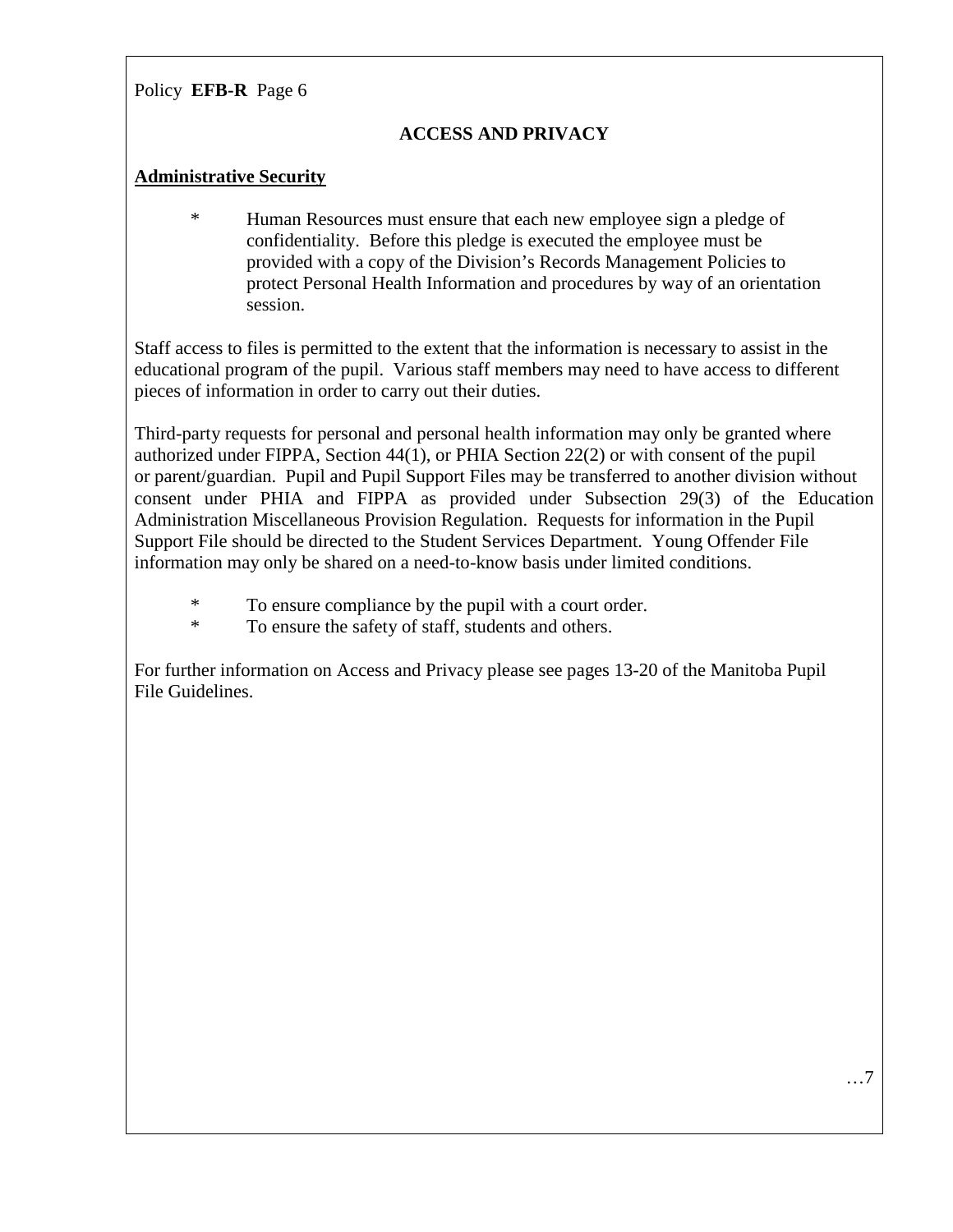## ACCESS AND PRIVACY

### Administrative Security

* Human Resources must ensure that each new employee sign a pledge of confidentiality. Before this pledge is executed the employee must be provided with a copy of the Division's Records Management Policies to protect Personal Health Information and procedures by way of an orientation session.

Staff access to files is permitted to the extent that the information is necessary to assist in the educational program of the pupil. Various staff members may need to have access to different pieces of information in order to carry out their duties.

Third-party requests for personal and personal health information may only be granted where authorized under FIPPA, Section 44(1), or PHIA Section 22(2) or with consent of the pupil or parent/guardian. Pupil and Pupil Support Files may be transferred to another division without consent under PHIA and FIPPA as provided under Subsection 29(3) of the Education Administration Miscellaneous Provision Regulation. Requests for information in the Pupil Support File should be directed to the Student Services Department. Young Offender File information may only be shared on a need-to-know basis under limited conditions.

* To ensure compliance by the pupil with a court order.
* To ensure the safety of staff, students and others.

For further information on Access and Privacy please see pages 13-20 of the Manitoba Pupil File Guidelines.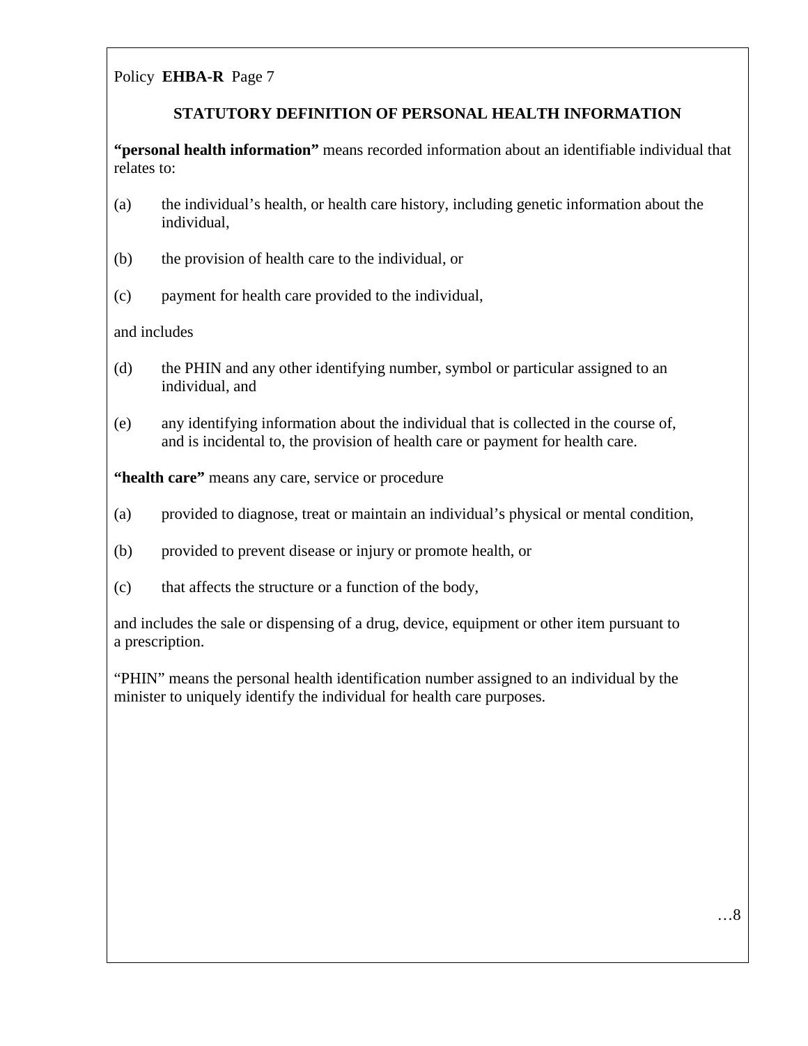## STATUTORY DEFINITION OF PERSONAL HEALTH INFORMATION

**"personal health information"** means recorded information about an identifiable individual that relates to:

(a) the individual's health, or health care history, including genetic information about the individual,

(b) the provision of health care to the individual, or

(c) payment for health care provided to the individual,

and includes

(d) the PHIN and any other identifying number, symbol or particular assigned to an individual, and

(e) any identifying information about the individual that is collected in the course of, and is incidental to, the provision of health care or payment for health care.

**"health care"** means any care, service or procedure

(a) provided to diagnose, treat or maintain an individual's physical or mental condition,

(b) provided to prevent disease or injury or promote health, or

(c) that affects the structure or a function of the body,

and includes the sale or dispensing of a drug, device, equipment or other item pursuant to a prescription.

"PHIN" means the personal health identification number assigned to an individual by the minister to uniquely identify the individual for health care purposes.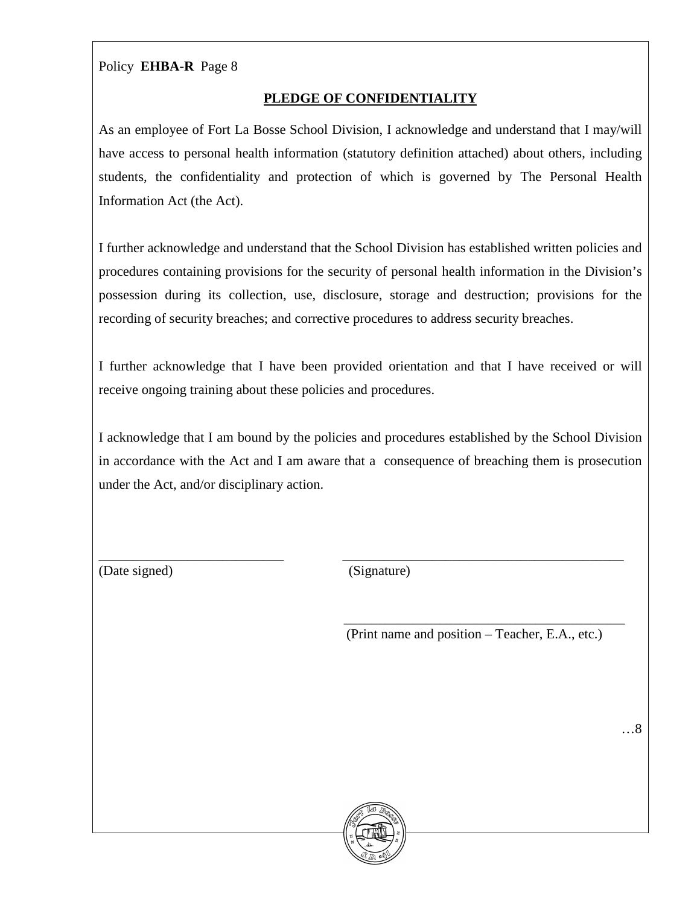## PLEDGE OF CONFIDENTIALITY

As an employee of Fort La Bosse School Division, I acknowledge and understand that I may/will have access to personal health information (statutory definition attached) about others, including students, the confidentiality and protection of which is governed by The Personal Health Information Act (the Act).

I further acknowledge and understand that the School Division has established written policies and procedures containing provisions for the security of personal health information in the Division's possession during its collection, use, disclosure, storage and destruction; provisions for the recording of security breaches; and corrective procedures to address security breaches.

I further acknowledge that I have been provided orientation and that I have received or will receive ongoing training about these policies and procedures.

I acknowledge that I am bound by the policies and procedures established by the School Division in accordance with the Act and I am aware that a consequence of breaching them is prosecution under the Act, and/or disciplinary action.

___________________________ (Date signed)

___________________________________________ (Signature)

___________________________________________ (Print name and position – Teacher, E.A., etc.)

…8